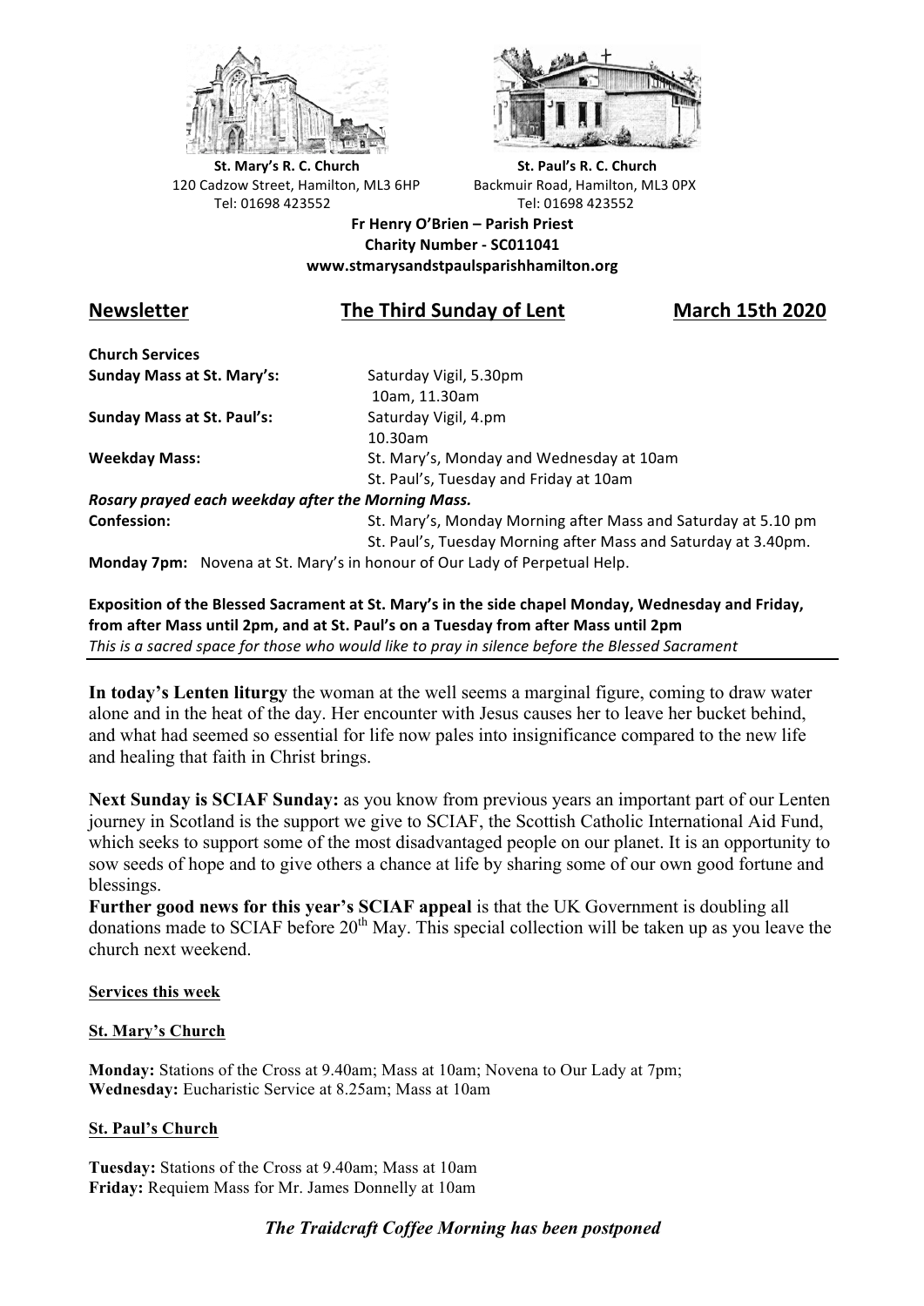**St. Mary's R. C. Church**
120 Cadzow Street, Hamilton, ML3 6HP
Tel: 01698 423552

**St. Paul's R. C. Church**
Backmuir Road, Hamilton, ML3 0PX
Tel: 01698 423552

**Fr Henry O'Brien – Parish Priest**
**Charity Number - SC011041**
**www.stmarysandstpaulsparishhamilton.org**

## Newsletter — The Third Sunday of Lent — March 15th 2020

**Church Services**

| | |
|---|---|
| **Sunday Mass at St. Mary's:** | Saturday Vigil, 5.30pm<br>10am, 11.30am |
| **Sunday Mass at St. Paul's:** | Saturday Vigil, 4.pm<br>10.30am |
| **Weekday Mass:** | St. Mary's, Monday and Wednesday at 10am<br>St. Paul's, Tuesday and Friday at 10am |

***Rosary prayed each weekday after the Morning Mass.***

| | |
|---|---|
| **Confession:** | St. Mary's, Monday Morning after Mass and Saturday at 5.10 pm<br>St. Paul's, Tuesday Morning after Mass and Saturday at 3.40pm. |

**Monday 7pm:** Novena at St. Mary's in honour of Our Lady of Perpetual Help.

**Exposition of the Blessed Sacrament at St. Mary's in the side chapel Monday, Wednesday and Friday, from after Mass until 2pm, and at St. Paul's on a Tuesday from after Mass until 2pm**
*This is a sacred space for those who would like to pray in silence before the Blessed Sacrament*

**In today's Lenten liturgy** the woman at the well seems a marginal figure, coming to draw water alone and in the heat of the day. Her encounter with Jesus causes her to leave her bucket behind, and what had seemed so essential for life now pales into insignificance compared to the new life and healing that faith in Christ brings.

**Next Sunday is SCIAF Sunday:** as you know from previous years an important part of our Lenten journey in Scotland is the support we give to SCIAF, the Scottish Catholic International Aid Fund, which seeks to support some of the most disadvantaged people on our planet. It is an opportunity to sow seeds of hope and to give others a chance at life by sharing some of our own good fortune and blessings.
**Further good news for this year's SCIAF appeal** is that the UK Government is doubling all donations made to SCIAF before 20th May. This special collection will be taken up as you leave the church next weekend.

**Services this week**

**St. Mary's Church**

**Monday:** Stations of the Cross at 9.40am; Mass at 10am; Novena to Our Lady at 7pm;
**Wednesday:** Eucharistic Service at 8.25am; Mass at 10am

**St. Paul's Church**

**Tuesday:** Stations of the Cross at 9.40am; Mass at 10am
**Friday:** Requiem Mass for Mr. James Donnelly at 10am

***The Traidcraft Coffee Morning has been postponed***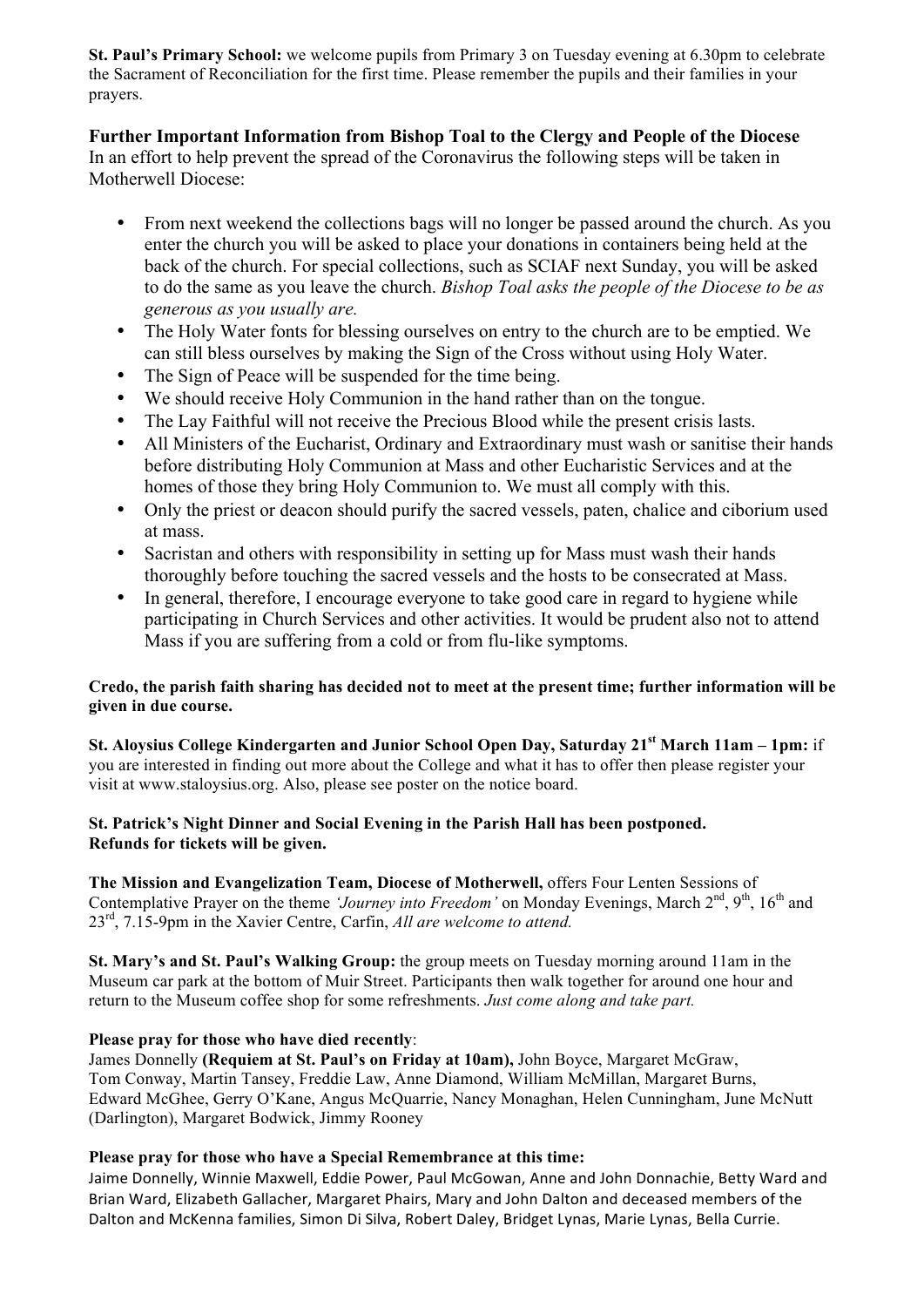**St. Paul's Primary School:** we welcome pupils from Primary 3 on Tuesday evening at 6.30pm to celebrate the Sacrament of Reconciliation for the first time. Please remember the pupils and their families in your prayers.

**Further Important Information from Bishop Toal to the Clergy and People of the Diocese**
In an effort to help prevent the spread of the Coronavirus the following steps will be taken in Motherwell Diocese:

- From next weekend the collections bags will no longer be passed around the church. As you enter the church you will be asked to place your donations in containers being held at the back of the church. For special collections, such as SCIAF next Sunday, you will be asked to do the same as you leave the church. *Bishop Toal asks the people of the Diocese to be as generous as you usually are.*
- The Holy Water fonts for blessing ourselves on entry to the church are to be emptied. We can still bless ourselves by making the Sign of the Cross without using Holy Water.
- The Sign of Peace will be suspended for the time being.
- We should receive Holy Communion in the hand rather than on the tongue.
- The Lay Faithful will not receive the Precious Blood while the present crisis lasts.
- All Ministers of the Eucharist, Ordinary and Extraordinary must wash or sanitise their hands before distributing Holy Communion at Mass and other Eucharistic Services and at the homes of those they bring Holy Communion to. We must all comply with this.
- Only the priest or deacon should purify the sacred vessels, paten, chalice and ciborium used at mass.
- Sacristan and others with responsibility in setting up for Mass must wash their hands thoroughly before touching the sacred vessels and the hosts to be consecrated at Mass.
- In general, therefore, I encourage everyone to take good care in regard to hygiene while participating in Church Services and other activities. It would be prudent also not to attend Mass if you are suffering from a cold or from flu-like symptoms.

**Credo, the parish faith sharing has decided not to meet at the present time; further information will be given in due course.**

**St. Aloysius College Kindergarten and Junior School Open Day, Saturday 21st March 11am – 1pm:** if you are interested in finding out more about the College and what it has to offer then please register your visit at www.staloysius.org. Also, please see poster on the notice board.

**St. Patrick's Night Dinner and Social Evening in the Parish Hall has been postponed.**
**Refunds for tickets will be given.**

**The Mission and Evangelization Team, Diocese of Motherwell,** offers Four Lenten Sessions of Contemplative Prayer on the theme *'Journey into Freedom'* on Monday Evenings, March 2nd, 9th, 16th and 23rd, 7.15-9pm in the Xavier Centre, Carfin, *All are welcome to attend.*

**St. Mary's and St. Paul's Walking Group:** the group meets on Tuesday morning around 11am in the Museum car park at the bottom of Muir Street. Participants then walk together for around one hour and return to the Museum coffee shop for some refreshments. *Just come along and take part.*

**Please pray for those who have died recently**:
James Donnelly **(Requiem at St. Paul's on Friday at 10am),** John Boyce, Margaret McGraw, Tom Conway, Martin Tansey, Freddie Law, Anne Diamond, William McMillan, Margaret Burns, Edward McGhee, Gerry O'Kane, Angus McQuarrie, Nancy Monaghan, Helen Cunningham, June McNutt (Darlington), Margaret Bodwick, Jimmy Rooney

**Please pray for those who have a Special Remembrance at this time:**
Jaime Donnelly, Winnie Maxwell, Eddie Power, Paul McGowan, Anne and John Donnachie, Betty Ward and Brian Ward, Elizabeth Gallacher, Margaret Phairs, Mary and John Dalton and deceased members of the Dalton and McKenna families, Simon Di Silva, Robert Daley, Bridget Lynas, Marie Lynas, Bella Currie.